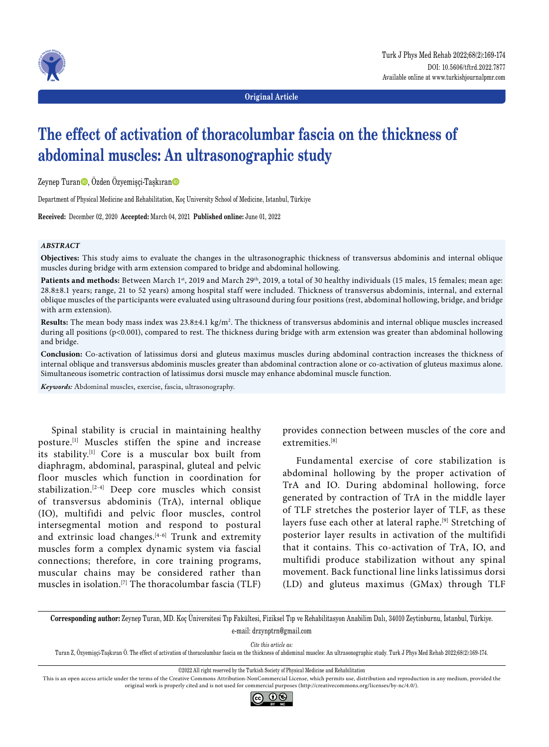**Original Article**

# The effect of activation of thoracolumbar fascia on the thickness of abdominal muscles: An ultrasonographic study

Zeynep Turan, Özden Özyemişçi-Taşkıran

Department of Physical Medicine and Rehabilitation, Koç University School of Medicine, Istanbul, Türkiye

**Received:** December 02, 2020 **Accepted:** March 04, 2021 **Published online:** June 01, 2022

### *ABSTRACT*

**Objectives:** This study aims to evaluate the changes in the ultrasonographic thickness of transversus abdominis and internal oblique muscles during bridge with arm extension compared to bridge and abdominal hollowing.

**Patients and methods:** Between March 1st, 2019 and March 29th, 2019, a total of 30 healthy individuals (15 males, 15 females; mean age: 28.8±8.1 years; range, 21 to 52 years) among hospital staff were included. Thickness of transversus abdominis, internal, and external oblique muscles of the participants were evaluated using ultrasound during four positions (rest, abdominal hollowing, bridge, and bridge with arm extension).

**Results:** The mean body mass index was 23.8±4.1 kg/m$^2$. The thickness of transversus abdominis and internal oblique muscles increased during all positions ($p<0.001$), compared to rest. The thickness during bridge with arm extension was greater than abdominal hollowing and bridge.

**Conclusion:** Co-activation of latissimus dorsi and gluteus maximus muscles during abdominal contraction increases the thickness of internal oblique and transversus abdominis muscles greater than abdominal contraction alone or co-activation of gluteus maximus alone. Simultaneous isometric contraction of latissimus dorsi muscle may enhance abdominal muscle function.

***Keywords:*** Abdominal muscles, exercise, fascia, ultrasonography.

Spinal stability is crucial in maintaining healthy posture.[1] Muscles stiffen the spine and increase its stability.[1] Core is a muscular box built from diaphragm, abdominal, paraspinal, gluteal and pelvic floor muscles which function in coordination for stabilization.[2-4] Deep core muscles which consist of transversus abdominis (TrA), internal oblique (IO), multifidi and pelvic floor muscles, control intersegmental motion and respond to postural and extrinsic load changes.[4-6] Trunk and extremity muscles form a complex dynamic system via fascial connections; therefore, in core training programs, muscular chains may be considered rather than muscles in isolation.[7] The thoracolumbar fascia (TLF) provides connection between muscles of the core and extremities.[8]

Fundamental exercise of core stabilization is abdominal hollowing by the proper activation of TrA and IO. During abdominal hollowing, force generated by contraction of TrA in the middle layer of TLF stretches the posterior layer of TLF, as these layers fuse each other at lateral raphe.[9] Stretching of posterior layer results in activation of the multifidi that it contains. This co-activation of TrA, IO, and multifidi produce stabilization without any spinal movement. Back functional line links latissimus dorsi (LD) and gluteus maximus (GMax) through TLF

**Corresponding author:** Zeynep Turan, MD. Koç Üniversitesi Tıp Fakültesi, Fiziksel Tıp ve Rehabilitasyon Anabilim Dalı, 34010 Zeytinburnu, İstanbul, Türkiye.
e-mail: drzynptrn@gmail.com

*Cite this article as:*
Turan Z, Özyemişçi-Taşkıran Ö. The effect of activation of thoracolumbar fascia on the thickness of abdominal muscles: An ultrasonographic study. Turk J Phys Med Rehab 2022;68(2):169-174.

©2022 All right reserved by the Turkish Society of Physical Medicine and Rehabilitation

This is an open access article under the terms of the Creative Commons Attribution-NonCommercial License, which permits use, distribution and reproduction in any medium, provided the original work is properly cited and is not used for commercial purposes (http://creativecommons.org/licenses/by-nc/4.0/).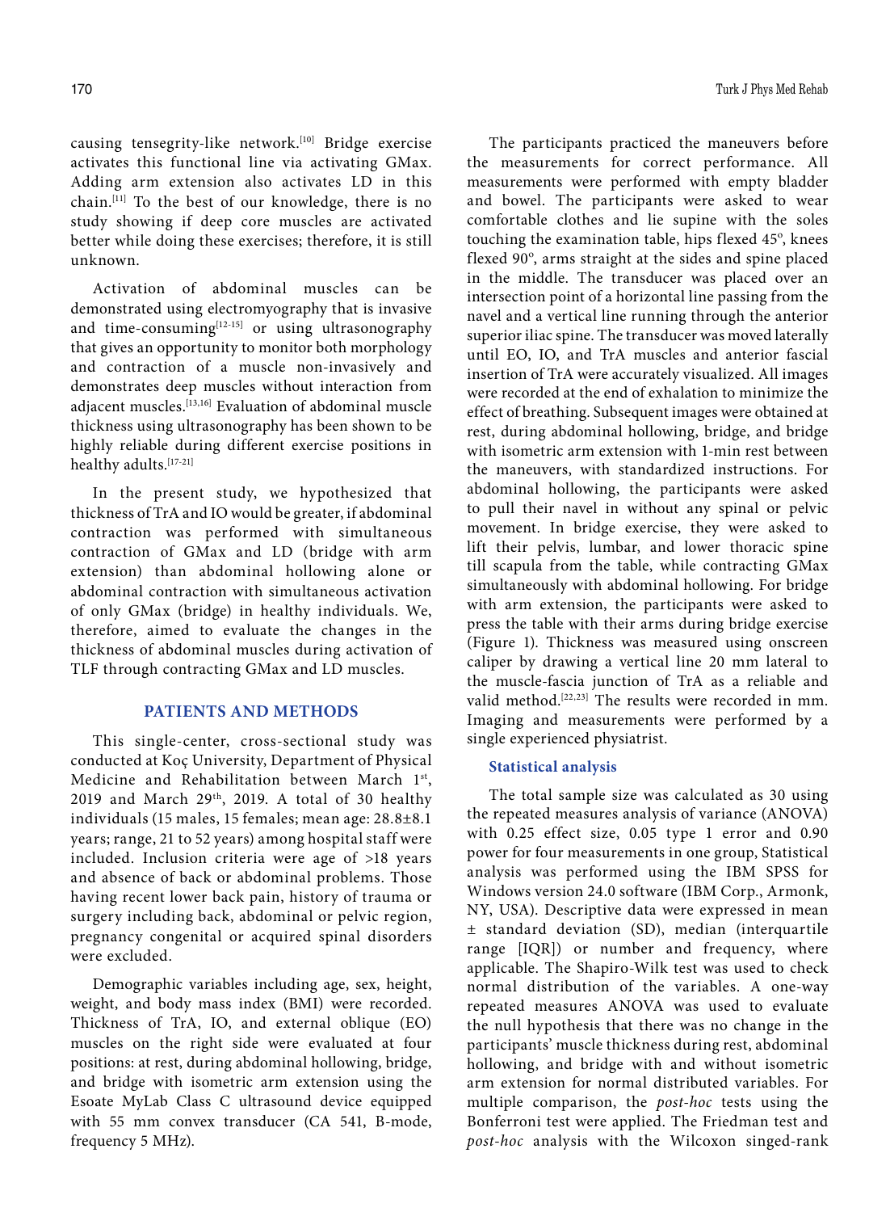causing tensegrity-like network.[10] Bridge exercise activates this functional line via activating GMax. Adding arm extension also activates LD in this chain.[11] To the best of our knowledge, there is no study showing if deep core muscles are activated better while doing these exercises; therefore, it is still unknown.

Activation of abdominal muscles can be demonstrated using electromyography that is invasive and time-consuming[12-15] or using ultrasonography that gives an opportunity to monitor both morphology and contraction of a muscle non-invasively and demonstrates deep muscles without interaction from adjacent muscles.[13,16] Evaluation of abdominal muscle thickness using ultrasonography has been shown to be highly reliable during different exercise positions in healthy adults.[17-21]

In the present study, we hypothesized that thickness of TrA and IO would be greater, if abdominal contraction was performed with simultaneous contraction of GMax and LD (bridge with arm extension) than abdominal hollowing alone or abdominal contraction with simultaneous activation of only GMax (bridge) in healthy individuals. We, therefore, aimed to evaluate the changes in the thickness of abdominal muscles during activation of TLF through contracting GMax and LD muscles.

## PATIENTS AND METHODS

This single-center, cross-sectional study was conducted at Koç University, Department of Physical Medicine and Rehabilitation between March 1st, 2019 and March 29th, 2019. A total of 30 healthy individuals (15 males, 15 females; mean age: 28.8±8.1 years; range, 21 to 52 years) among hospital staff were included. Inclusion criteria were age of >18 years and absence of back or abdominal problems. Those having recent lower back pain, history of trauma or surgery including back, abdominal or pelvic region, pregnancy congenital or acquired spinal disorders were excluded.

Demographic variables including age, sex, height, weight, and body mass index (BMI) were recorded. Thickness of TrA, IO, and external oblique (EO) muscles on the right side were evaluated at four positions: at rest, during abdominal hollowing, bridge, and bridge with isometric arm extension using the Esoate MyLab Class C ultrasound device equipped with 55 mm convex transducer (CA 541, B-mode, frequency 5 MHz).

The participants practiced the maneuvers before the measurements for correct performance. All measurements were performed with empty bladder and bowel. The participants were asked to wear comfortable clothes and lie supine with the soles touching the examination table, hips flexed 45º, knees flexed 90º, arms straight at the sides and spine placed in the middle. The transducer was placed over an intersection point of a horizontal line passing from the navel and a vertical line running through the anterior superior iliac spine. The transducer was moved laterally until EO, IO, and TrA muscles and anterior fascial insertion of TrA were accurately visualized. All images were recorded at the end of exhalation to minimize the effect of breathing. Subsequent images were obtained at rest, during abdominal hollowing, bridge, and bridge with isometric arm extension with 1-min rest between the maneuvers, with standardized instructions. For abdominal hollowing, the participants were asked to pull their navel in without any spinal or pelvic movement. In bridge exercise, they were asked to lift their pelvis, lumbar, and lower thoracic spine till scapula from the table, while contracting GMax simultaneously with abdominal hollowing. For bridge with arm extension, the participants were asked to press the table with their arms during bridge exercise (Figure 1). Thickness was measured using onscreen caliper by drawing a vertical line 20 mm lateral to the muscle-fascia junction of TrA as a reliable and valid method.[22,23] The results were recorded in mm. Imaging and measurements were performed by a single experienced physiatrist.

### Statistical analysis

The total sample size was calculated as 30 using the repeated measures analysis of variance (ANOVA) with 0.25 effect size, 0.05 type 1 error and 0.90 power for four measurements in one group, Statistical analysis was performed using the IBM SPSS for Windows version 24.0 software (IBM Corp., Armonk, NY, USA). Descriptive data were expressed in mean ± standard deviation (SD), median (interquartile range [IQR]) or number and frequency, where applicable. The Shapiro-Wilk test was used to check normal distribution of the variables. A one-way repeated measures ANOVA was used to evaluate the null hypothesis that there was no change in the participants' muscle thickness during rest, abdominal hollowing, and bridge with and without isometric arm extension for normal distributed variables. For multiple comparison, the *post-hoc* tests using the Bonferroni test were applied. The Friedman test and *post-hoc* analysis with the Wilcoxon singed-rank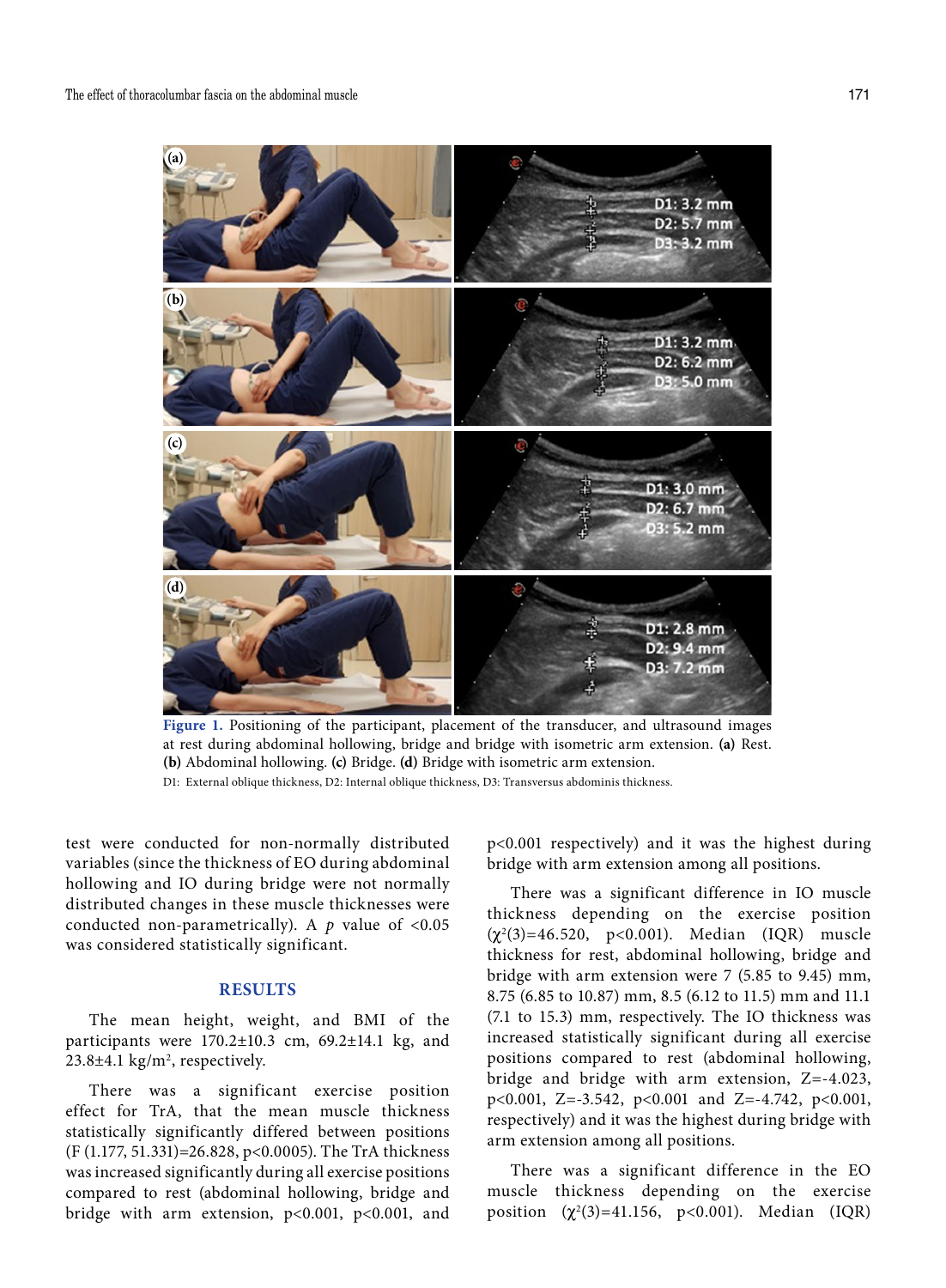Figure 1. Positioning of the participant, placement of the transducer, and ultrasound images at rest during abdominal hollowing, bridge and bridge with isometric arm extension. **(a)** Rest. **(b)** Abdominal hollowing. **(c)** Bridge. **(d)** Bridge with isometric arm extension.

D1: External oblique thickness, D2: Internal oblique thickness, D3: Transversus abdominis thickness.

test were conducted for non-normally distributed variables (since the thickness of EO during abdominal hollowing and IO during bridge were not normally distributed changes in these muscle thicknesses were conducted non-parametrically). A *p* value of <0.05 was considered statistically significant.

## RESULTS

The mean height, weight, and BMI of the participants were 170.2±10.3 cm, 69.2±14.1 kg, and 23.8±4.1 kg/m$^2$, respectively.

There was a significant exercise position effect for TrA, that the mean muscle thickness statistically significantly differed between positions ($F(1.177, 51.331)=26.828$, $p<0.0005$). The TrA thickness was increased significantly during all exercise positions compared to rest (abdominal hollowing, bridge and bridge with arm extension, $p<0.001$, $p<0.001$, and $p<0.001$ respectively) and it was the highest during bridge with arm extension among all positions.

There was a significant difference in IO muscle thickness depending on the exercise position ($\chi^2(3)=46.520$, $p<0.001$). Median (IQR) muscle thickness for rest, abdominal hollowing, bridge and bridge with arm extension were 7 (5.85 to 9.45) mm, 8.75 (6.85 to 10.87) mm, 8.5 (6.12 to 11.5) mm and 11.1 (7.1 to 15.3) mm, respectively. The IO thickness was increased statistically significant during all exercise positions compared to rest (abdominal hollowing, bridge and bridge with arm extension, $Z=-4.023$, $p<0.001$, $Z=-3.542$, $p<0.001$ and $Z=-4.742$, $p<0.001$, respectively) and it was the highest during bridge with arm extension among all positions.

There was a significant difference in the EO muscle thickness depending on the exercise position ($\chi^2(3)=41.156$, $p<0.001$). Median (IQR)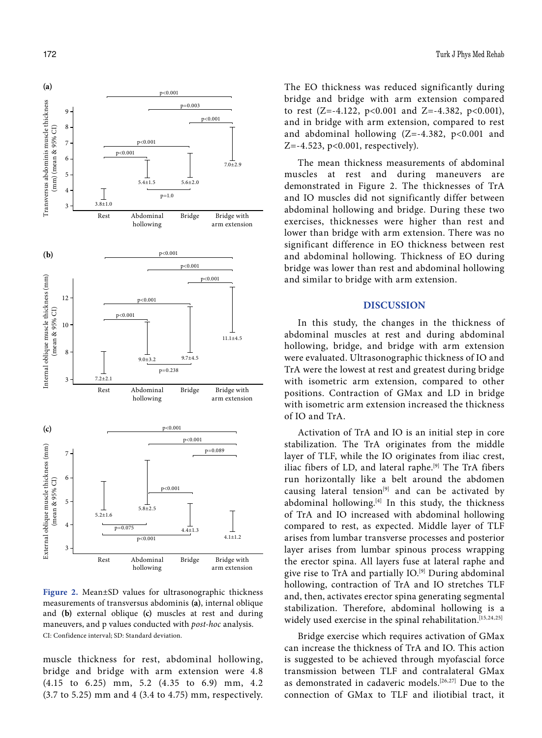Figure 2. Mean±SD values for ultrasonographic thickness measurements of transversus abdominis **(a)**, internal oblique and **(b)** external oblique **(c)** muscles at rest and during maneuvers, and p values conducted with *post-hoc* analysis.
CI: Confidence interval; SD: Standard deviation.

muscle thickness for rest, abdominal hollowing, bridge and bridge with arm extension were 4.8 (4.15 to 6.25) mm, 5.2 (4.35 to 6.9) mm, 4.2 (3.7 to 5.25) mm and 4 (3.4 to 4.75) mm, respectively.

The EO thickness was reduced significantly during bridge and bridge with arm extension compared to rest (Z=-4.122, p<0.001 and Z=-4.382, p<0.001), and in bridge with arm extension, compared to rest and abdominal hollowing (Z=-4.382, p<0.001 and Z=-4.523, p<0.001, respectively).

The mean thickness measurements of abdominal muscles at rest and during maneuvers are demonstrated in Figure 2. The thicknesses of TrA and IO muscles did not significantly differ between abdominal hollowing and bridge. During these two exercises, thicknesses were higher than rest and lower than bridge with arm extension. There was no significant difference in EO thickness between rest and abdominal hollowing. Thickness of EO during bridge was lower than rest and abdominal hollowing and similar to bridge with arm extension.

## DISCUSSION

In this study, the changes in the thickness of abdominal muscles at rest and during abdominal hollowing, bridge, and bridge with arm extension were evaluated. Ultrasonographic thickness of IO and TrA were the lowest at rest and greatest during bridge with isometric arm extension, compared to other positions. Contraction of GMax and LD in bridge with isometric arm extension increased the thickness of IO and TrA.

Activation of TrA and IO is an initial step in core stabilization. The TrA originates from the middle layer of TLF, while the IO originates from iliac crest, iliac fibers of LD, and lateral raphe.[9] The TrA fibers run horizontally like a belt around the abdomen causing lateral tension[9] and can be activated by abdominal hollowing.[4] In this study, the thickness of TrA and IO increased with abdominal hollowing compared to rest, as expected. Middle layer of TLF arises from lumbar transverse processes and posterior layer arises from lumbar spinous process wrapping the erector spina. All layers fuse at lateral raphe and give rise to TrA and partially IO.[9] During abdominal hollowing, contraction of TrA and IO stretches TLF and, then, activates erector spina generating segmental stabilization. Therefore, abdominal hollowing is a widely used exercise in the spinal rehabilitation.[15,24,25]

Bridge exercise which requires activation of GMax can increase the thickness of TrA and IO. This action is suggested to be achieved through myofascial force transmission between TLF and contralateral GMax as demonstrated in cadaveric models.[26,27] Due to the connection of GMax to TLF and iliotibial tract, it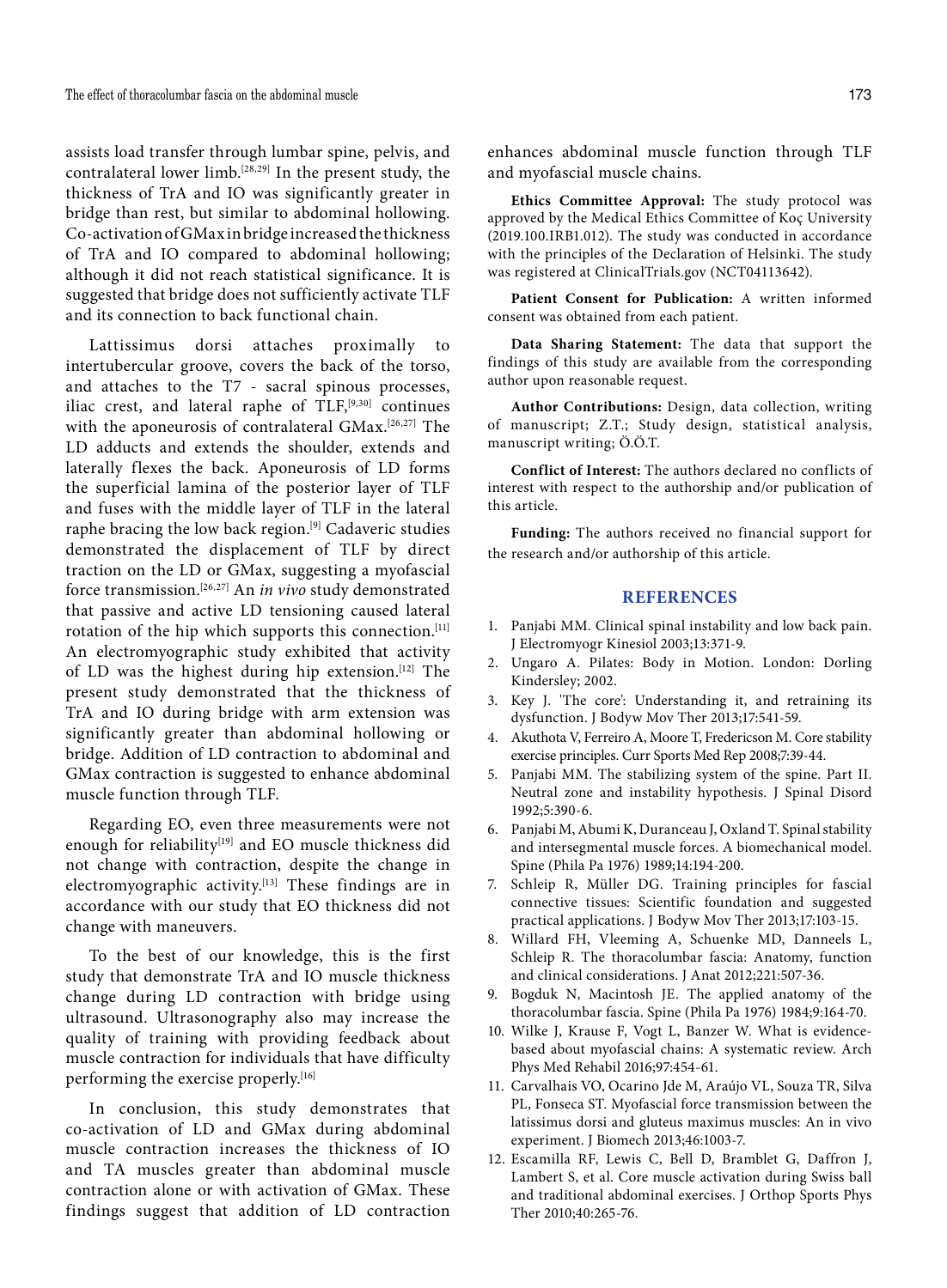assists load transfer through lumbar spine, pelvis, and contralateral lower limb.[28,29] In the present study, the thickness of TrA and IO was significantly greater in bridge than rest, but similar to abdominal hollowing. Co-activation of GMax in bridge increased the thickness of TrA and IO compared to abdominal hollowing; although it did not reach statistical significance. It is suggested that bridge does not sufficiently activate TLF and its connection to back functional chain.

Lattissimus dorsi attaches proximally to intertubercular groove, covers the back of the torso, and attaches to the T7 - sacral spinous processes, iliac crest, and lateral raphe of TLF,[9,30] continues with the aponeurosis of contralateral GMax.[26,27] The LD adducts and extends the shoulder, extends and laterally flexes the back. Aponeurosis of LD forms the superficial lamina of the posterior layer of TLF and fuses with the middle layer of TLF in the lateral raphe bracing the low back region.[9] Cadaveric studies demonstrated the displacement of TLF by direct traction on the LD or GMax, suggesting a myofascial force transmission.[26,27] An *in vivo* study demonstrated that passive and active LD tensioning caused lateral rotation of the hip which supports this connection.[11] An electromyographic study exhibited that activity of LD was the highest during hip extension.[12] The present study demonstrated that the thickness of TrA and IO during bridge with arm extension was significantly greater than abdominal hollowing or bridge. Addition of LD contraction to abdominal and GMax contraction is suggested to enhance abdominal muscle function through TLF.

Regarding EO, even three measurements were not enough for reliability[19] and EO muscle thickness did not change with contraction, despite the change in electromyographic activity.[13] These findings are in accordance with our study that EO thickness did not change with maneuvers.

To the best of our knowledge, this is the first study that demonstrate TrA and IO muscle thickness change during LD contraction with bridge using ultrasound. Ultrasonography also may increase the quality of training with providing feedback about muscle contraction for individuals that have difficulty performing the exercise properly.[16]

In conclusion, this study demonstrates that co-activation of LD and GMax during abdominal muscle contraction increases the thickness of IO and TA muscles greater than abdominal muscle contraction alone or with activation of GMax. These findings suggest that addition of LD contraction enhances abdominal muscle function through TLF and myofascial muscle chains.

**Ethics Committee Approval:** The study protocol was approved by the Medical Ethics Committee of Koç University (2019.100.IRB1.012). The study was conducted in accordance with the principles of the Declaration of Helsinki. The study was registered at ClinicalTrials.gov (NCT04113642).

**Patient Consent for Publication:** A written informed consent was obtained from each patient.

**Data Sharing Statement:** The data that support the findings of this study are available from the corresponding author upon reasonable request.

**Author Contributions:** Design, data collection, writing of manuscript; Z.T.; Study design, statistical analysis, manuscript writing; Ö.Ö.T.

**Conflict of Interest:** The authors declared no conflicts of interest with respect to the authorship and/or publication of this article.

**Funding:** The authors received no financial support for the research and/or authorship of this article.

## REFERENCES

1. Panjabi MM. Clinical spinal instability and low back pain. J Electromyogr Kinesiol 2003;13:371-9.
2. Ungaro A. Pilates: Body in Motion. London: Dorling Kindersley; 2002.
3. Key J. 'The core': Understanding it, and retraining its dysfunction. J Bodyw Mov Ther 2013;17:541-59.
4. Akuthota V, Ferreira A, Moore T, Fredericson M. Core stability exercise principles. Curr Sports Med Rep 2008;7:39-44.
5. Panjabi MM. The stabilizing system of the spine. Part II. Neutral zone and instability hypothesis. J Spinal Disord 1992;5:390-6.
6. Panjabi M, Abumi K, Duranceau J, Oxland T. Spinal stability and intersegmental muscle forces. A biomechanical model. Spine (Phila Pa 1976) 1989;14:194-200.
7. Schleip R, Müller DG. Training principles for fascial connective tissues: Scientific foundation and suggested practical applications. J Bodyw Mov Ther 2013;17:103-15.
8. Willard FH, Vleeming A, Schuenke MD, Danneels L, Schleip R. The thoracolumbar fascia: Anatomy, function and clinical considerations. J Anat 2012;221:507-36.
9. Bogduk N, Macintosh JE. The applied anatomy of the thoracolumbar fascia. Spine (Phila Pa 1976) 1984;9:164-70.
10. Wilke J, Krause F, Vogt L, Banzer W. What is evidence-based about myofascial chains: A systematic review. Arch Phys Med Rehabil 2016;97:454-61.
11. Carvalhais VO, Ocarino Jde M, Araújo VL, Souza TR, Silva PL, Fonseca ST. Myofascial force transmission between the latissimus dorsi and gluteus maximus muscles: An in vivo experiment. J Biomech 2013;46:1003-7.
12. Escamilla RF, Lewis C, Bell D, Bramblet G, Daffron J, Lambert S, et al. Core muscle activation during Swiss ball and traditional abdominal exercises. J Orthop Sports Phys Ther 2010;40:265-76.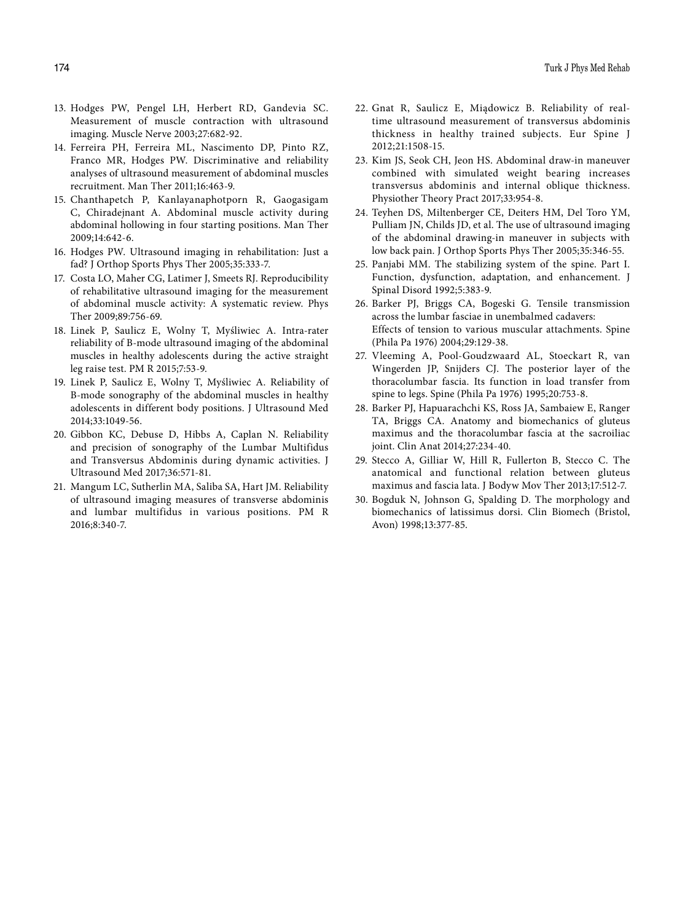13. Hodges PW, Pengel LH, Herbert RD, Gandevia SC. Measurement of muscle contraction with ultrasound imaging. Muscle Nerve 2003;27:682-92.
14. Ferreira PH, Ferreira ML, Nascimento DP, Pinto RZ, Franco MR, Hodges PW. Discriminative and reliability analyses of ultrasound measurement of abdominal muscles recruitment. Man Ther 2011;16:463-9.
15. Chanthapetch P, Kanlayanaphotporn R, Gaogasigam C, Chiradejnant A. Abdominal muscle activity during abdominal hollowing in four starting positions. Man Ther 2009;14:642-6.
16. Hodges PW. Ultrasound imaging in rehabilitation: Just a fad? J Orthop Sports Phys Ther 2005;35:333-7.
17. Costa LO, Maher CG, Latimer J, Smeets RJ. Reproducibility of rehabilitative ultrasound imaging for the measurement of abdominal muscle activity: A systematic review. Phys Ther 2009;89:756-69.
18. Linek P, Saulicz E, Wolny T, Myśliwiec A. Intra-rater reliability of B-mode ultrasound imaging of the abdominal muscles in healthy adolescents during the active straight leg raise test. PM R 2015;7:53-9.
19. Linek P, Saulicz E, Wolny T, Myśliwiec A. Reliability of B-mode sonography of the abdominal muscles in healthy adolescents in different body positions. J Ultrasound Med 2014;33:1049-56.
20. Gibbon KC, Debuse D, Hibbs A, Caplan N. Reliability and precision of sonography of the Lumbar Multifidus and Transversus Abdominis during dynamic activities. J Ultrasound Med 2017;36:571-81.
21. Mangum LC, Sutherlin MA, Saliba SA, Hart JM. Reliability of ultrasound imaging measures of transverse abdominis and lumbar multifidus in various positions. PM R 2016;8:340-7.
22. Gnat R, Saulicz E, Miądowicz B. Reliability of real-time ultrasound measurement of transversus abdominis thickness in healthy trained subjects. Eur Spine J 2012;21:1508-15.
23. Kim JS, Seok CH, Jeon HS. Abdominal draw-in maneuver combined with simulated weight bearing increases transversus abdominis and internal oblique thickness. Physiother Theory Pract 2017;33:954-8.
24. Teyhen DS, Miltenberger CE, Deiters HM, Del Toro YM, Pulliam JN, Childs JD, et al. The use of ultrasound imaging of the abdominal drawing-in maneuver in subjects with low back pain. J Orthop Sports Phys Ther 2005;35:346-55.
25. Panjabi MM. The stabilizing system of the spine. Part I. Function, dysfunction, adaptation, and enhancement. J Spinal Disord 1992;5:383-9.
26. Barker PJ, Briggs CA, Bogeski G. Tensile transmission across the lumbar fasciae in unembalmed cadavers: Effects of tension to various muscular attachments. Spine (Phila Pa 1976) 2004;29:129-38.
27. Vleeming A, Pool-Goudzwaard AL, Stoeckart R, van Wingerden JP, Snijders CJ. The posterior layer of the thoracolumbar fascia. Its function in load transfer from spine to legs. Spine (Phila Pa 1976) 1995;20:753-8.
28. Barker PJ, Hapuarachchi KS, Ross JA, Sambaiew E, Ranger TA, Briggs CA. Anatomy and biomechanics of gluteus maximus and the thoracolumbar fascia at the sacroiliac joint. Clin Anat 2014;27:234-40.
29. Stecco A, Gilliar W, Hill R, Fullerton B, Stecco C. The anatomical and functional relation between gluteus maximus and fascia lata. J Bodyw Mov Ther 2013;17:512-7.
30. Bogduk N, Johnson G, Spalding D. The morphology and biomechanics of latissimus dorsi. Clin Biomech (Bristol, Avon) 1998;13:377-85.